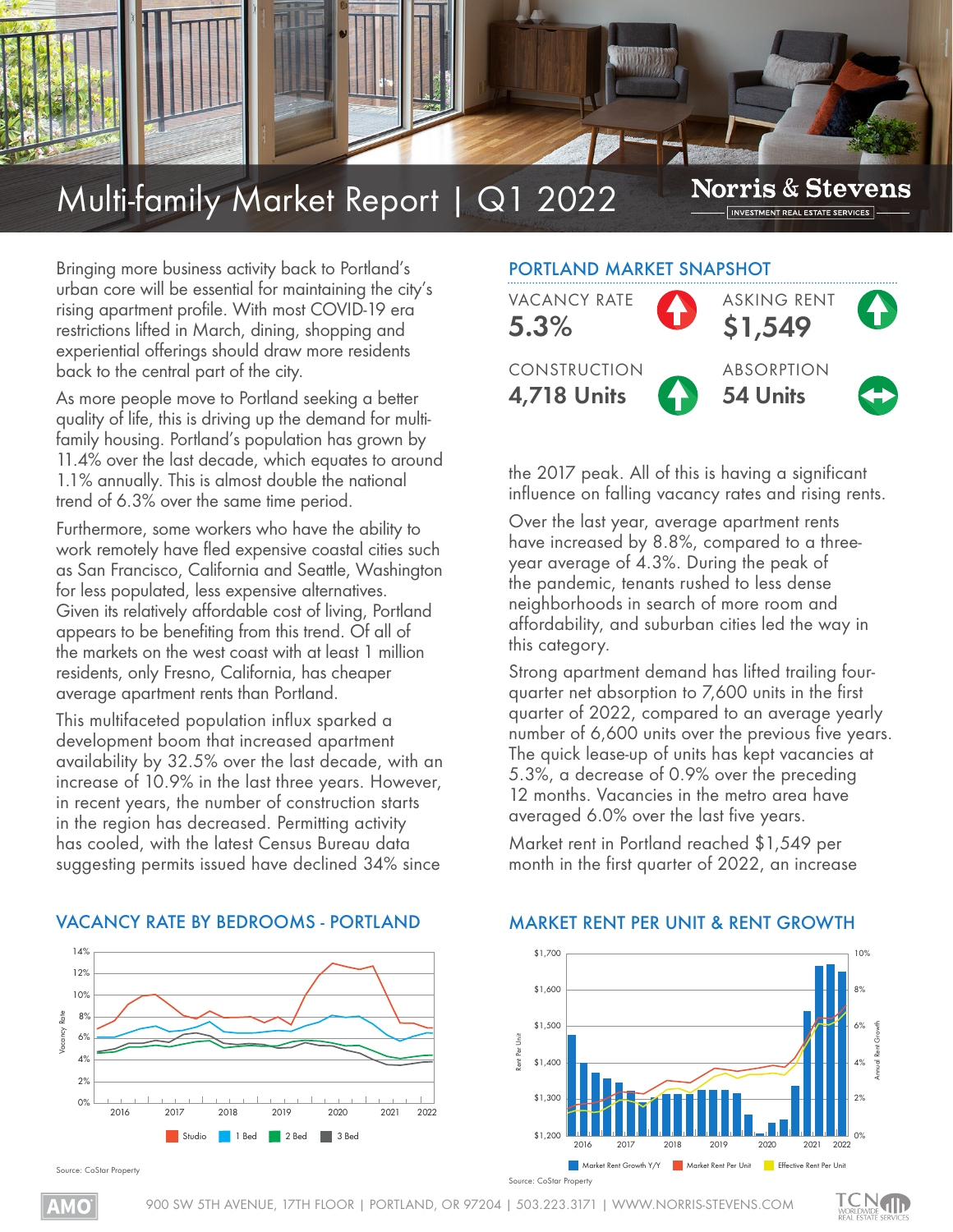# Multi-family Market Report | Q1 2022

Norris & Stevens
INVESTMENT REAL ESTATE SERVICES

Bringing more business activity back to Portland's urban core will be essential for maintaining the city's rising apartment profile. With most COVID-19 era restrictions lifted in March, dining, shopping and experiential offerings should draw more residents back to the central part of the city.

As more people move to Portland seeking a better quality of life, this is driving up the demand for multi-family housing. Portland's population has grown by 11.4% over the last decade, which equates to around 1.1% annually. This is almost double the national trend of 6.3% over the same time period.

Furthermore, some workers who have the ability to work remotely have fled expensive coastal cities such as San Francisco, California and Seattle, Washington for less populated, less expensive alternatives. Given its relatively affordable cost of living, Portland appears to be benefiting from this trend. Of all of the markets on the west coast with at least 1 million residents, only Fresno, California, has cheaper average apartment rents than Portland.

This multifaceted population influx sparked a development boom that increased apartment availability by 32.5% over the last decade, with an increase of 10.9% in the last three years. However, in recent years, the number of construction starts in the region has decreased. Permitting activity has cooled, with the latest Census Bureau data suggesting permits issued have declined 34% since the 2017 peak. All of this is having a significant influence on falling vacancy rates and rising rents.

Over the last year, average apartment rents have increased by 8.8%, compared to a three-year average of 4.3%. During the peak of the pandemic, tenants rushed to less dense neighborhoods in search of more room and affordability, and suburban cities led the way in this category.

Strong apartment demand has lifted trailing four-quarter net absorption to 7,600 units in the first quarter of 2022, compared to an average yearly number of 6,600 units over the previous five years. The quick lease-up of units has kept vacancies at 5.3%, a decrease of 0.9% over the preceding 12 months. Vacancies in the metro area have averaged 6.0% over the last five years.

Market rent in Portland reached $1,549 per month in the first quarter of 2022, an increase

## PORTLAND MARKET SNAPSHOT

| VACANCY RATE | ASKING RENT |
|---|---|
| 5.3% | $1,549 |
| **CONSTRUCTION** | **ABSORPTION** |
| 4,718 Units | 54 Units |

## VACANCY RATE BY BEDROOMS - PORTLAND

Studio | 1 Bed | 2 Bed | 3 Bed

Source: CoStar Property

## MARKET RENT PER UNIT & RENT GROWTH

Market Rent Growth Y/Y | Market Rent Per Unit | Effective Rent Per Unit

Source: CoStar Property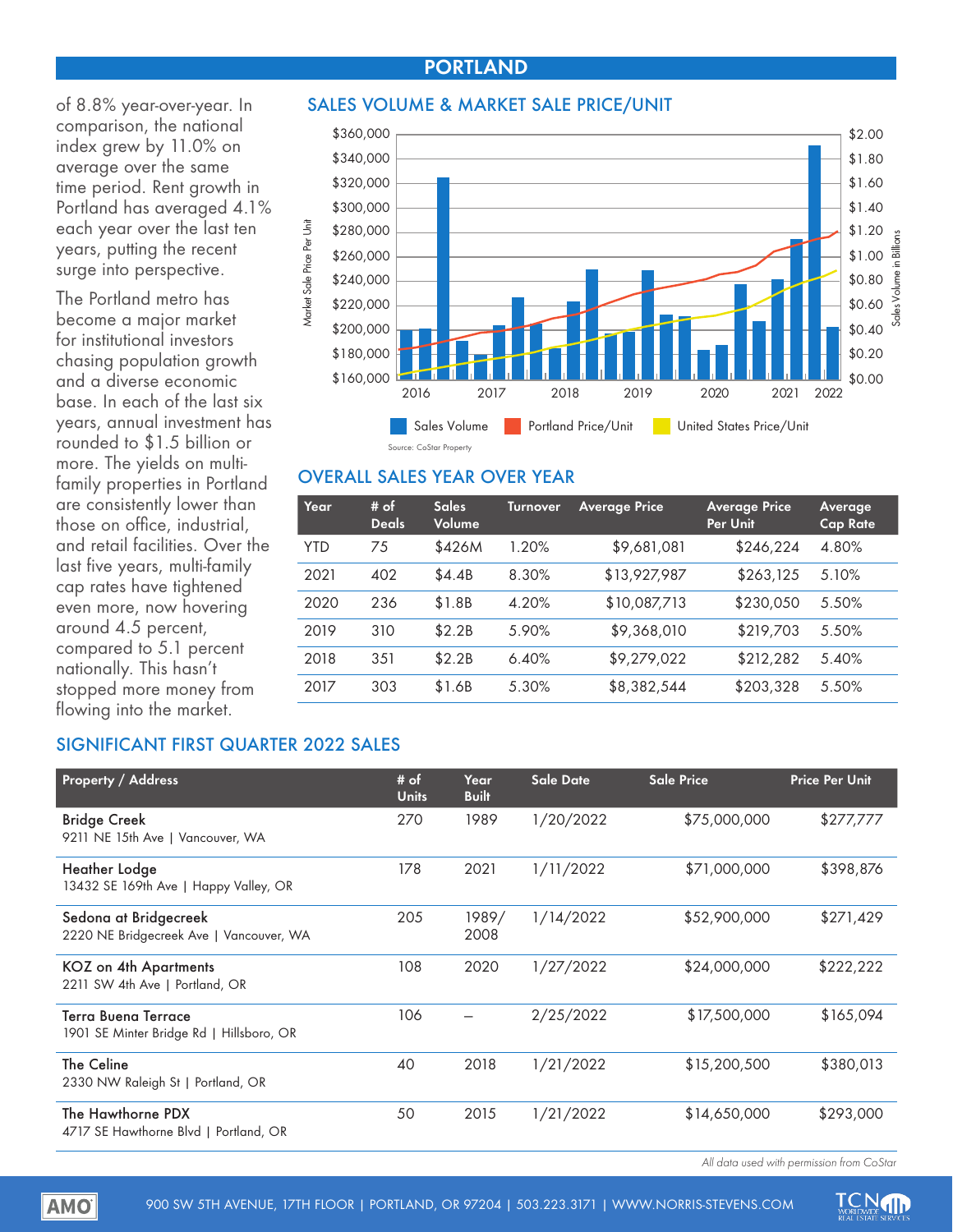## PORTLAND

of 8.8% year-over-year. In comparison, the national index grew by 11.0% on average over the same time period. Rent growth in Portland has averaged 4.1% each year over the last ten years, putting the recent surge into perspective.

The Portland metro has become a major market for institutional investors chasing population growth and a diverse economic base. In each of the last six years, annual investment has rounded to $1.5 billion or more. The yields on multi-family properties in Portland are consistently lower than those on office, industrial, and retail facilities. Over the last five years, multi-family cap rates have tightened even more, now hovering around 4.5 percent, compared to 5.1 percent nationally. This hasn't stopped more money from flowing into the market.

### SALES VOLUME & MARKET SALE PRICE/UNIT

Market Sale Price Per Unit

$360,000
$340,000
$320,000
$300,000
$280,000
$260,000
$240,000
$220,000
$200,000
$180,000
$160,000

Sales Volume in Billions

$2.00
$1.80
$1.60
$1.40
$1.20
$1.00
$0.80
$0.60
$0.40
$0.20
$0.00

2016 2017 2018 2019 2020 2021 2022

Sales Volume | Portland Price/Unit | United States Price/Unit

Source: CoStar Property

### OVERALL SALES YEAR OVER YEAR

| Year | # of Deals | Sales Volume | Turnover | Average Price | Average Price Per Unit | Average Cap Rate |
|---|---|---|---|---|---|---|
| YTD | 75 | $426M | 1.20% | $9,681,081 | $246,224 | 4.80% |
| 2021 | 402 | $4.4B | 8.30% | $13,927,987 | $263,125 | 5.10% |
| 2020 | 236 | $1.8B | 4.20% | $10,087,713 | $230,050 | 5.50% |
| 2019 | 310 | $2.2B | 5.90% | $9,368,010 | $219,703 | 5.50% |
| 2018 | 351 | $2.2B | 6.40% | $9,279,022 | $212,282 | 5.40% |
| 2017 | 303 | $1.6B | 5.30% | $8,382,544 | $203,328 | 5.50% |

### SIGNIFICANT FIRST QUARTER 2022 SALES

| Property / Address | # of Units | Year Built | Sale Date | Sale Price | Price Per Unit |
|---|---|---|---|---|---|
| **Bridge Creek**<br>9211 NE 15th Ave \| Vancouver, WA | 270 | 1989 | 1/20/2022 | $75,000,000 | $277,777 |
| **Heather Lodge**<br>13432 SE 169th Ave \| Happy Valley, OR | 178 | 2021 | 1/11/2022 | $71,000,000 | $398,876 |
| **Sedona at Bridgecreek**<br>2220 NE Bridgecreek Ave \| Vancouver, WA | 205 | 1989/ 2008 | 1/14/2022 | $52,900,000 | $271,429 |
| **KOZ on 4th Apartments**<br>2211 SW 4th Ave \| Portland, OR | 108 | 2020 | 1/27/2022 | $24,000,000 | $222,222 |
| **Terra Buena Terrace**<br>1901 SE Minter Bridge Rd \| Hillsboro, OR | 106 | – | 2/25/2022 | $17,500,000 | $165,094 |
| **The Celine**<br>2330 NW Raleigh St \| Portland, OR | 40 | 2018 | 1/21/2022 | $15,200,500 | $380,013 |
| **The Hawthorne PDX**<br>4717 SE Hawthorne Blvd \| Portland, OR | 50 | 2015 | 1/21/2022 | $14,650,000 | $293,000 |

*All data used with permission from CoStar*

AMO | 900 SW 5TH AVENUE, 17TH FLOOR | PORTLAND, OR 97204 | 503.223.3171 | WWW.NORRIS-STEVENS.COM | TCN WORLDWIDE REAL ESTATE SERVICES